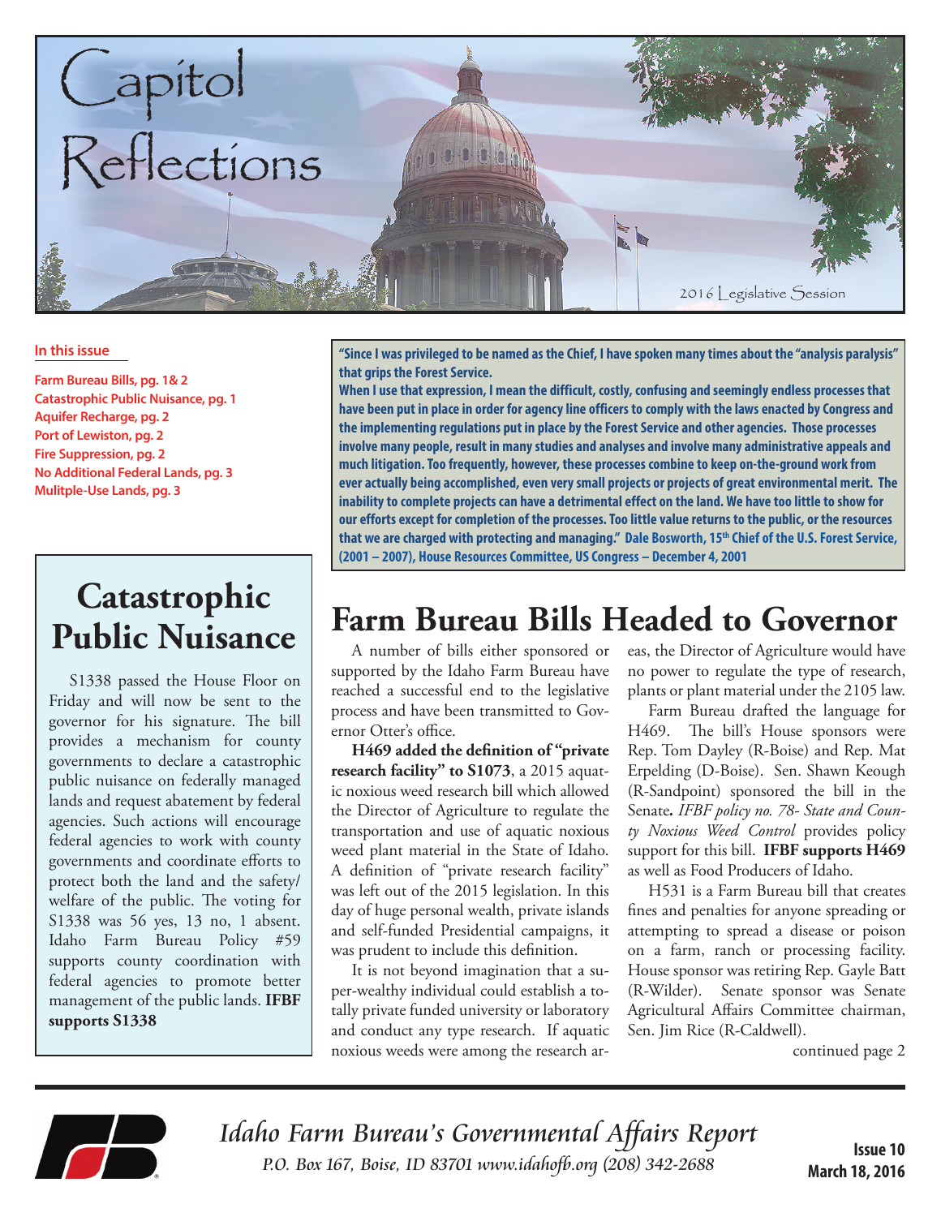# Capitol Reflections

2016 Legislative Session

**In this issue**

- Farm Bureau Bills, pg. 1& 2
- Catastrophic Public Nuisance, pg. 1
- Aquifer Recharge, pg. 2
- Port of Lewiston, pg. 2
- Fire Suppression, pg. 2
- No Additional Federal Lands, pg. 3
- Mulitple-Use Lands, pg. 3

**"Since I was privileged to be named as the Chief, I have spoken many times about the "analysis paralysis" that grips the Forest Service.**
**When I use that expression, I mean the difficult, costly, confusing and seemingly endless processes that have been put in place in order for agency line officers to comply with the laws enacted by Congress and the implementing regulations put in place by the Forest Service and other agencies. Those processes involve many people, result in many studies and analyses and involve many administrative appeals and much litigation. Too frequently, however, these processes combine to keep on-the-ground work from ever actually being accomplished, even very small projects or projects of great environmental merit. The inability to complete projects can have a detrimental effect on the land. We have too little to show for our efforts except for completion of the processes. Too little value returns to the public, or the resources that we are charged with protecting and managing." Dale Bosworth, 15th Chief of the U.S. Forest Service, (2001 – 2007), House Resources Committee, US Congress – December 4, 2001**

## Catastrophic Public Nuisance

S1338 passed the House Floor on Friday and will now be sent to the governor for his signature. The bill provides a mechanism for county governments to declare a catastrophic public nuisance on federally managed lands and request abatement by federal agencies. Such actions will encourage federal agencies to work with county governments and coordinate efforts to protect both the land and the safety/welfare of the public. The voting for S1338 was 56 yes, 13 no, 1 absent. Idaho Farm Bureau Policy #59 supports county coordination with federal agencies to promote better management of the public lands. **IFBF supports S1338**

## Farm Bureau Bills Headed to Governor

A number of bills either sponsored or supported by the Idaho Farm Bureau have reached a successful end to the legislative process and have been transmitted to Governor Otter's office.

**H469 added the definition of "private research facility" to S1073**, a 2015 aquatic noxious weed research bill which allowed the Director of Agriculture to regulate the transportation and use of aquatic noxious weed plant material in the State of Idaho. A definition of "private research facility" was left out of the 2015 legislation. In this day of huge personal wealth, private islands and self-funded Presidential campaigns, it was prudent to include this definition.

It is not beyond imagination that a super-wealthy individual could establish a totally private funded university or laboratory and conduct any type research. If aquatic noxious weeds were among the research areas, the Director of Agriculture would have no power to regulate the type of research, plants or plant material under the 2105 law.

Farm Bureau drafted the language for H469. The bill's House sponsors were Rep. Tom Dayley (R-Boise) and Rep. Mat Erpelding (D-Boise). Sen. Shawn Keough (R-Sandpoint) sponsored the bill in the Senate**.** *IFBF policy no. 78- State and County Noxious Weed Control* provides policy support for this bill. **IFBF supports H469** as well as Food Producers of Idaho.

H531 is a Farm Bureau bill that creates fines and penalties for anyone spreading or attempting to spread a disease or poison on a farm, ranch or processing facility. House sponsor was retiring Rep. Gayle Batt (R-Wilder). Senate sponsor was Senate Agricultural Affairs Committee chairman, Sen. Jim Rice (R-Caldwell).

continued page 2

*Idaho Farm Bureau's Governmental Affairs Report*
*P.O. Box 167, Boise, ID 83701 www.idahofb.org (208) 342-2688*

**Issue 10**
**March 18, 2016**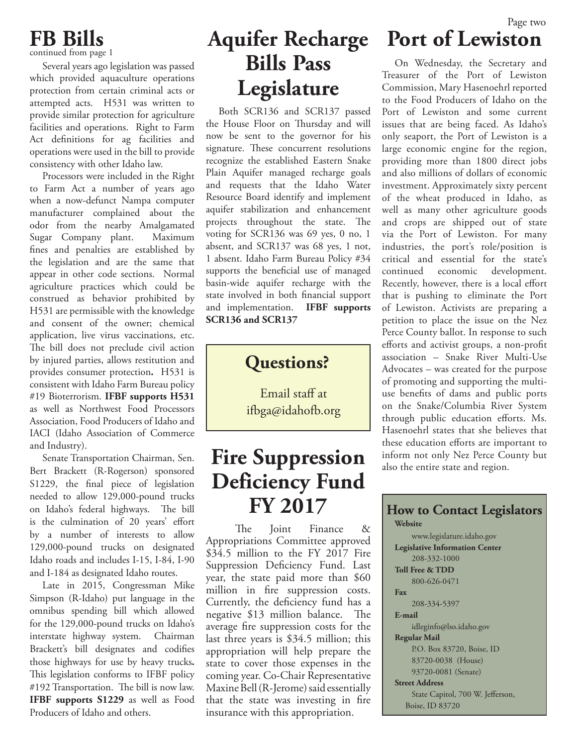## FB Bills

continued from page 1

Several years ago legislation was passed which provided aquaculture operations protection from certain criminal acts or attempted acts. H531 was written to provide similar protection for agriculture facilities and operations. Right to Farm Act definitions for ag facilities and operations were used in the bill to provide consistency with other Idaho law.

Processors were included in the Right to Farm Act a number of years ago when a now-defunct Nampa computer manufacturer complained about the odor from the nearby Amalgamated Sugar Company plant. Maximum fines and penalties are established by the legislation and are the same that appear in other code sections. Normal agriculture practices which could be construed as behavior prohibited by H531 are permissible with the knowledge and consent of the owner; chemical application, live virus vaccinations, etc. The bill does not preclude civil action by injured parties, allows restitution and provides consumer protection**.** H531 is consistent with Idaho Farm Bureau policy #19 Bioterrorism. **IFBF supports H531** as well as Northwest Food Processors Association, Food Producers of Idaho and IACI (Idaho Association of Commerce and Industry).

Senate Transportation Chairman, Sen. Bert Brackett (R-Rogerson) sponsored S1229, the final piece of legislation needed to allow 129,000-pound trucks on Idaho's federal highways. The bill is the culmination of 20 years' effort by a number of interests to allow 129,000-pound trucks on designated Idaho roads and includes I-15, I-84, I-90 and I-184 as designated Idaho routes.

Late in 2015, Congressman Mike Simpson (R-Idaho) put language in the omnibus spending bill which allowed for the 129,000-pound trucks on Idaho's interstate highway system. Chairman Brackett's bill designates and codifies those highways for use by heavy trucks**.** This legislation conforms to IFBF policy #192 Transportation. The bill is now law. **IFBF supports S1229** as well as Food Producers of Idaho and others.

## Aquifer Recharge Bills Pass Legislature

Both SCR136 and SCR137 passed the House Floor on Thursday and will now be sent to the governor for his signature. These concurrent resolutions recognize the established Eastern Snake Plain Aquifer managed recharge goals and requests that the Idaho Water Resource Board identify and implement aquifer stabilization and enhancement projects throughout the state. The voting for SCR136 was 69 yes, 0 no, 1 absent, and SCR137 was 68 yes, 1 not, 1 absent. Idaho Farm Bureau Policy #34 supports the beneficial use of managed basin-wide aquifer recharge with the state involved in both financial support and implementation. **IFBF supports SCR136 and SCR137**

### Questions?

Email staff at ifbga@idahofb.org

## Fire Suppression Deficiency Fund FY 2017

The Joint Finance & Appropriations Committee approved $34.5 million to the FY 2017 Fire Suppression Deficiency Fund. Last year, the state paid more than $60 million in fire suppression costs. Currently, the deficiency fund has a negative $13 million balance. The average fire suppression costs for the last three years is $34.5 million; this appropriation will help prepare the state to cover those expenses in the coming year. Co-Chair Representative Maxine Bell (R-Jerome) said essentially that the state was investing in fire insurance with this appropriation.

## Port of Lewiston

On Wednesday, the Secretary and Treasurer of the Port of Lewiston Commission, Mary Hasenoehrl reported to the Food Producers of Idaho on the Port of Lewiston and some current issues that are being faced. As Idaho's only seaport, the Port of Lewiston is a large economic engine for the region, providing more than 1800 direct jobs and also millions of dollars of economic investment. Approximately sixty percent of the wheat produced in Idaho, as well as many other agriculture goods and crops are shipped out of state via the Port of Lewiston. For many industries, the port's role/position is critical and essential for the state's continued economic development. Recently, however, there is a local effort that is pushing to eliminate the Port of Lewiston. Activists are preparing a petition to place the issue on the Nez Perce County ballot. In response to such efforts and activist groups, a non-profit association – Snake River Multi-Use Advocates – was created for the purpose of promoting and supporting the multi-use benefits of dams and public ports on the Snake/Columbia River System through public education efforts. Ms. Hasenoehrl states that she believes that these education efforts are important to inform not only Nez Perce County but also the entire state and region.

### How to Contact Legislators

**Website**
www.legislature.idaho.gov

**Legislative Information Center**
208-332-1000

**Toll Free & TDD**
800-626-0471

**Fax**
208-334-5397

**E-mail**
idleginfo@lso.idaho.gov

**Regular Mail**
P.O. Box 83720, Boise, ID
83720-0038 (House)
93720-0081 (Senate)

**Street Address**
State Capitol, 700 W. Jefferson,
Boise, ID 83720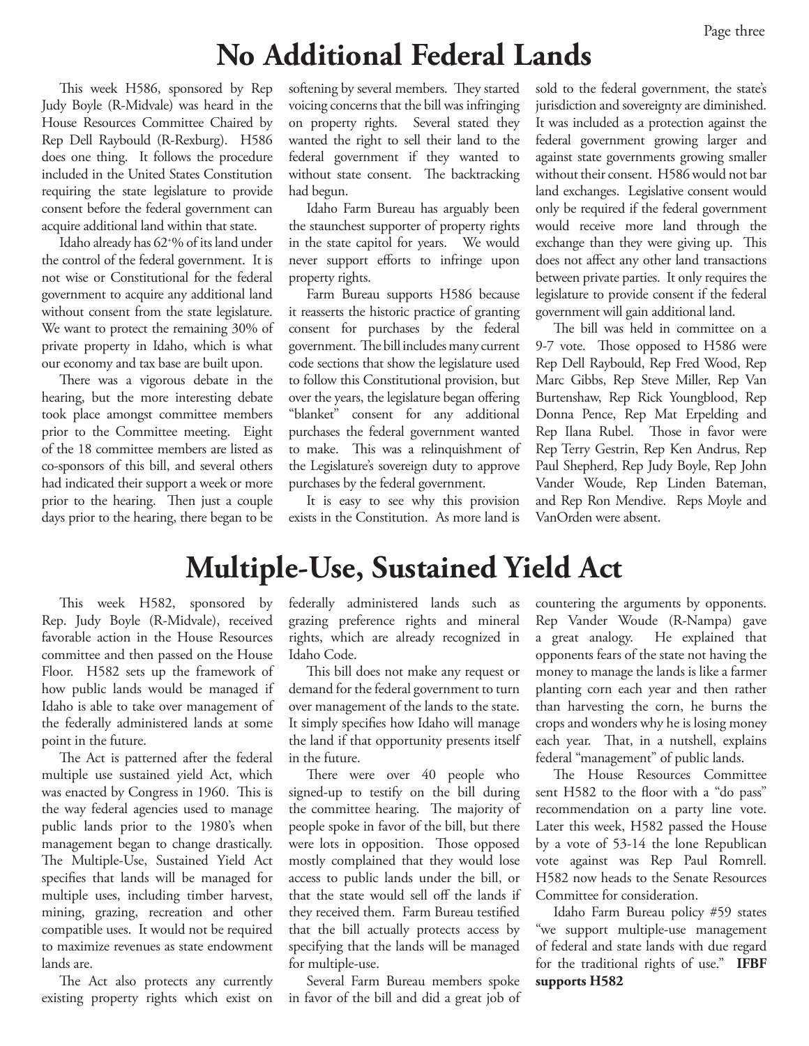# No Additional Federal Lands

This week H586, sponsored by Rep Judy Boyle (R-Midvale) was heard in the House Resources Committee Chaired by Rep Dell Raybould (R-Rexburg). H586 does one thing. It follows the procedure included in the United States Constitution requiring the state legislature to provide consent before the federal government can acquire additional land within that state.

Idaho already has 62+% of its land under the control of the federal government. It is not wise or Constitutional for the federal government to acquire any additional land without consent from the state legislature. We want to protect the remaining 30% of private property in Idaho, which is what our economy and tax base are built upon.

There was a vigorous debate in the hearing, but the more interesting debate took place amongst committee members prior to the Committee meeting. Eight of the 18 committee members are listed as co-sponsors of this bill, and several others had indicated their support a week or more prior to the hearing. Then just a couple days prior to the hearing, there began to be softening by several members. They started voicing concerns that the bill was infringing on property rights. Several stated they wanted the right to sell their land to the federal government if they wanted to without state consent. The backtracking had begun.

Idaho Farm Bureau has arguably been the staunchest supporter of property rights in the state capitol for years. We would never support efforts to infringe upon property rights.

Farm Bureau supports H586 because it reasserts the historic practice of granting consent for purchases by the federal government. The bill includes many current code sections that show the legislature used to follow this Constitutional provision, but over the years, the legislature began offering "blanket" consent for any additional purchases the federal government wanted to make. This was a relinquishment of the Legislature's sovereign duty to approve purchases by the federal government.

It is easy to see why this provision exists in the Constitution. As more land is sold to the federal government, the state's jurisdiction and sovereignty are diminished. It was included as a protection against the federal government growing larger and against state governments growing smaller without their consent. H586 would not bar land exchanges. Legislative consent would only be required if the federal government would receive more land through the exchange than they were giving up. This does not affect any other land transactions between private parties. It only requires the legislature to provide consent if the federal government will gain additional land.

The bill was held in committee on a 9-7 vote. Those opposed to H586 were Rep Dell Raybould, Rep Fred Wood, Rep Marc Gibbs, Rep Steve Miller, Rep Van Burtenshaw, Rep Rick Youngblood, Rep Donna Pence, Rep Mat Erpelding and Rep Ilana Rubel. Those in favor were Rep Terry Gestrin, Rep Ken Andrus, Rep Paul Shepherd, Rep Judy Boyle, Rep John Vander Woude, Rep Linden Bateman, and Rep Ron Mendive. Reps Moyle and VanOrden were absent.

# Multiple-Use, Sustained Yield Act

This week H582, sponsored by Rep. Judy Boyle (R-Midvale), received favorable action in the House Resources committee and then passed on the House Floor. H582 sets up the framework of how public lands would be managed if Idaho is able to take over management of the federally administered lands at some point in the future.

The Act is patterned after the federal multiple use sustained yield Act, which was enacted by Congress in 1960. This is the way federal agencies used to manage public lands prior to the 1980's when management began to change drastically. The Multiple-Use, Sustained Yield Act specifies that lands will be managed for multiple uses, including timber harvest, mining, grazing, recreation and other compatible uses. It would not be required to maximize revenues as state endowment lands are.

The Act also protects any currently existing property rights which exist on federally administered lands such as grazing preference rights and mineral rights, which are already recognized in Idaho Code.

This bill does not make any request or demand for the federal government to turn over management of the lands to the state. It simply specifies how Idaho will manage the land if that opportunity presents itself in the future.

There were over 40 people who signed-up to testify on the bill during the committee hearing. The majority of people spoke in favor of the bill, but there were lots in opposition. Those opposed mostly complained that they would lose access to public lands under the bill, or that the state would sell off the lands if they received them. Farm Bureau testified that the bill actually protects access by specifying that the lands will be managed for multiple-use.

Several Farm Bureau members spoke in favor of the bill and did a great job of countering the arguments by opponents. Rep Vander Woude (R-Nampa) gave a great analogy. He explained that opponents fears of the state not having the money to manage the lands is like a farmer planting corn each year and then rather than harvesting the corn, he burns the crops and wonders why he is losing money each year. That, in a nutshell, explains federal "management" of public lands.

The House Resources Committee sent H582 to the floor with a "do pass" recommendation on a party line vote. Later this week, H582 passed the House by a vote of 53-14 the lone Republican vote against was Rep Paul Romrell. H582 now heads to the Senate Resources Committee for consideration.

Idaho Farm Bureau policy #59 states "we support multiple-use management of federal and state lands with due regard for the traditional rights of use." **IFBF supports H582**